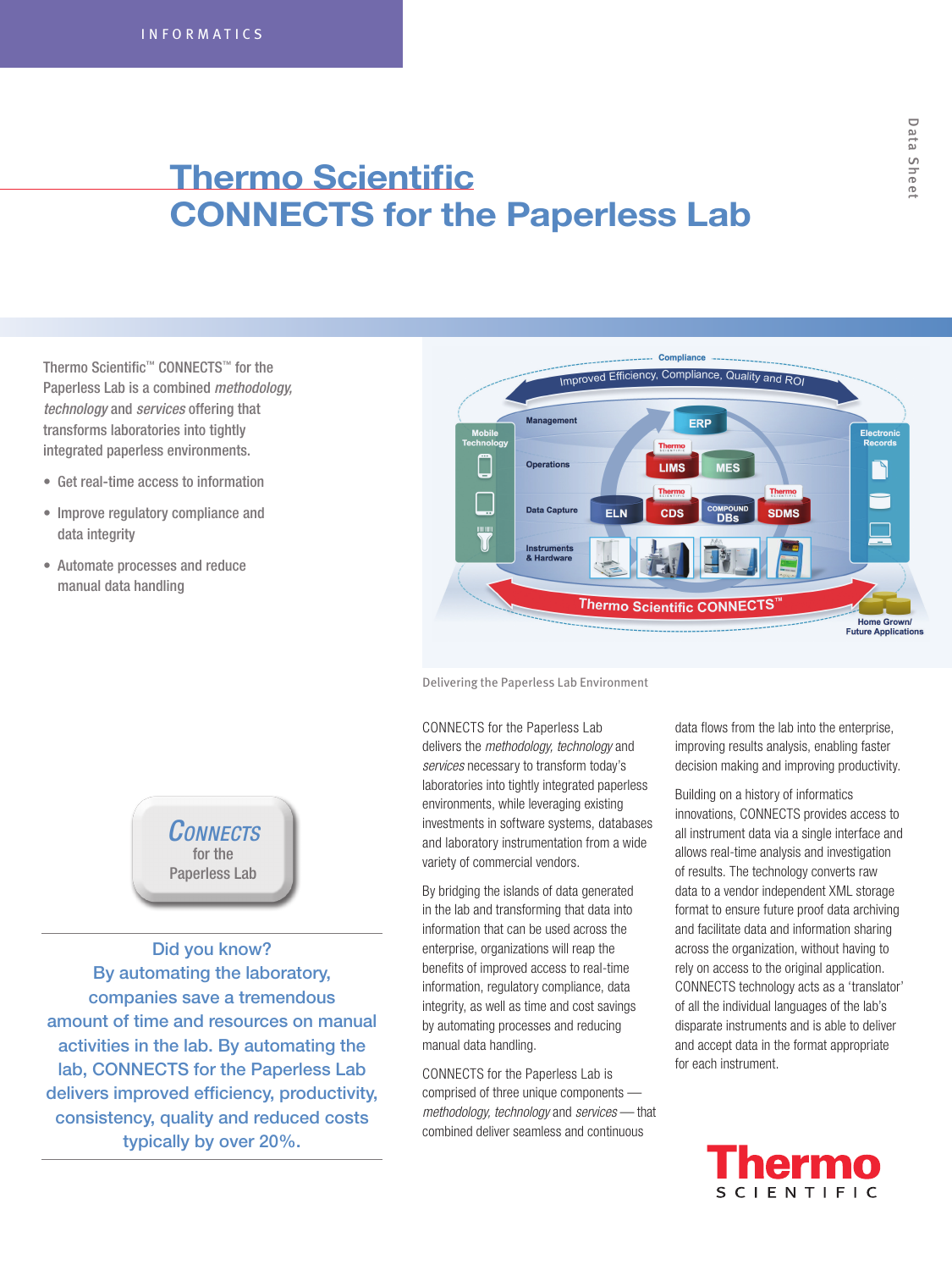INFORMATICS

# Thermo Scientific
# CONNECTS for the Paperless Lab

Thermo Scientific™ CONNECTS™ for the Paperless Lab is a combined *methodology, technology* and *services* offering that transforms laboratories into tightly integrated paperless environments.

- Get real-time access to information
- Improve regulatory compliance and data integrity
- Automate processes and reduce manual data handling

Delivering the Paperless Lab Environment

CONNECTS for the Paperless Lab delivers the *methodology, technology* and *services* necessary to transform today's laboratories into tightly integrated paperless environments, while leveraging existing investments in software systems, databases and laboratory instrumentation from a wide variety of commercial vendors.

By bridging the islands of data generated in the lab and transforming that data into information that can be used across the enterprise, organizations will reap the benefits of improved access to real-time information, regulatory compliance, data integrity, as well as time and cost savings by automating processes and reducing manual data handling.

CONNECTS for the Paperless Lab is comprised of three unique components — *methodology, technology* and *services* — that combined deliver seamless and continuous data flows from the lab into the enterprise, improving results analysis, enabling faster decision making and improving productivity.

Building on a history of informatics innovations, CONNECTS provides access to all instrument data via a single interface and allows real-time analysis and investigation of results. The technology converts raw data to a vendor independent XML storage format to ensure future proof data archiving and facilitate data and information sharing across the organization, without having to rely on access to the original application. CONNECTS technology acts as a 'translator' of all the individual languages of the lab's disparate instruments and is able to deliver and accept data in the format appropriate for each instrument.

CONNECTS for the Paperless Lab

**Did you know?**
By automating the laboratory, companies save a tremendous amount of time and resources on manual activities in the lab. By automating the lab, CONNECTS for the Paperless Lab delivers improved efficiency, productivity, consistency, quality and reduced costs typically by over 20%.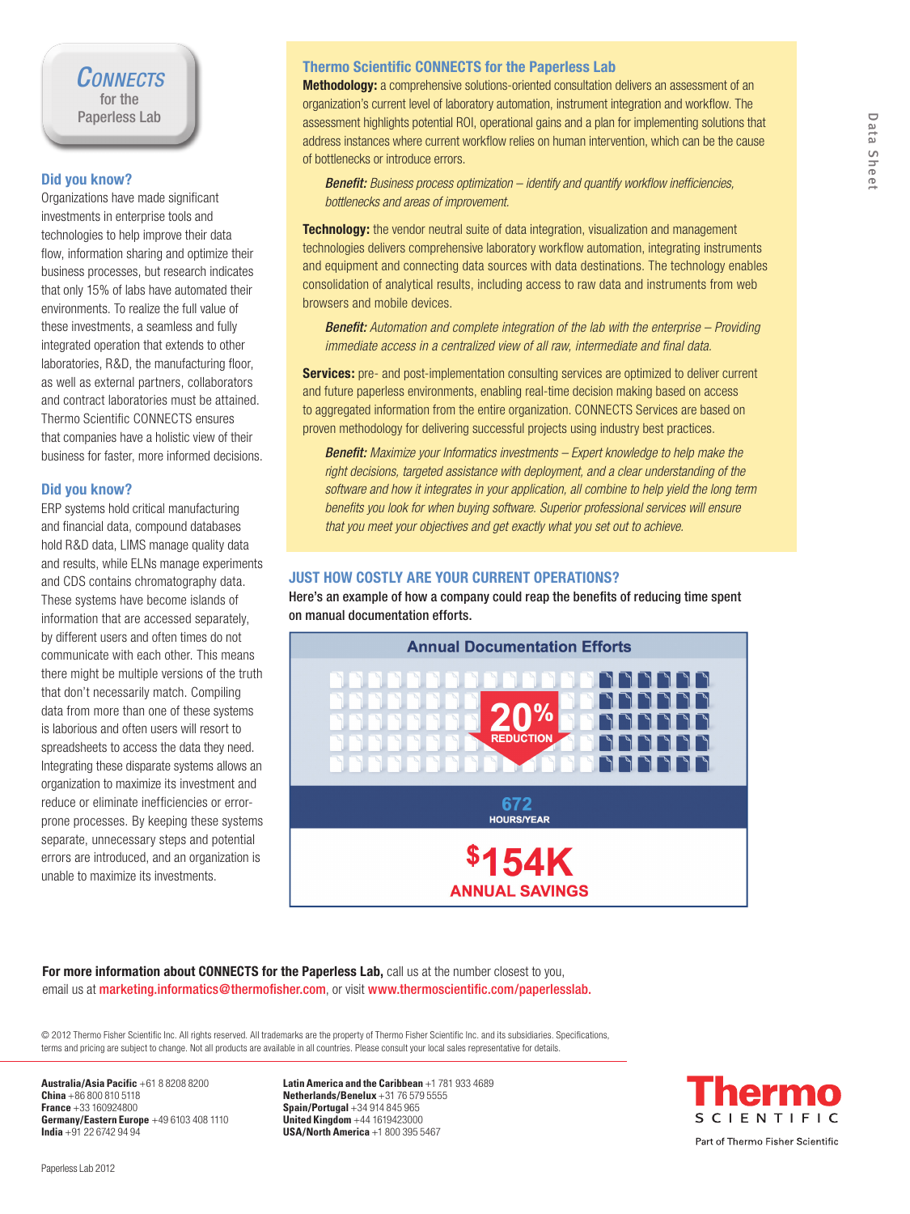**CONNECTS**
for the
Paperless Lab

### Did you know?

Organizations have made significant investments in enterprise tools and technologies to help improve their data flow, information sharing and optimize their business processes, but research indicates that only 15% of labs have automated their environments. To realize the full value of these investments, a seamless and fully integrated operation that extends to other laboratories, R&D, the manufacturing floor, as well as external partners, collaborators and contract laboratories must be attained. Thermo Scientific CONNECTS ensures that companies have a holistic view of their business for faster, more informed decisions.

### Did you know?

ERP systems hold critical manufacturing and financial data, compound databases hold R&D data, LIMS manage quality data and results, while ELNs manage experiments and CDS contains chromatography data. These systems have become islands of information that are accessed separately, by different users and often times do not communicate with each other. This means there might be multiple versions of the truth that don't necessarily match. Compiling data from more than one of these systems is laborious and often users will resort to spreadsheets to access the data they need. Integrating these disparate systems allows an organization to maximize its investment and reduce or eliminate inefficiencies or error-prone processes. By keeping these systems separate, unnecessary steps and potential errors are introduced, and an organization is unable to maximize its investments.

## Thermo Scientific CONNECTS for the Paperless Lab

**Methodology:** a comprehensive solutions-oriented consultation delivers an assessment of an organization's current level of laboratory automation, instrument integration and workflow. The assessment highlights potential ROI, operational gains and a plan for implementing solutions that address instances where current workflow relies on human intervention, which can be the cause of bottlenecks or introduce errors.

> ***Benefit:** Business process optimization – identify and quantify workflow inefficiencies, bottlenecks and areas of improvement.*

**Technology:** the vendor neutral suite of data integration, visualization and management technologies delivers comprehensive laboratory workflow automation, integrating instruments and equipment and connecting data sources with data destinations. The technology enables consolidation of analytical results, including access to raw data and instruments from web browsers and mobile devices.

> ***Benefit:** Automation and complete integration of the lab with the enterprise – Providing immediate access in a centralized view of all raw, intermediate and final data.*

**Services:** pre- and post-implementation consulting services are optimized to deliver current and future paperless environments, enabling real-time decision making based on access to aggregated information from the entire organization. CONNECTS Services are based on proven methodology for delivering successful projects using industry best practices.

> ***Benefit:** Maximize your Informatics investments – Expert knowledge to help make the right decisions, targeted assistance with deployment, and a clear understanding of the software and how it integrates in your application, all combine to help yield the long term benefits you look for when buying software. Superior professional services will ensure that you meet your objectives and get exactly what you set out to achieve.*

## JUST HOW COSTLY ARE YOUR CURRENT OPERATIONS?

**Here's an example of how a company could reap the benefits of reducing time spent on manual documentation efforts.**

Annual Documentation Efforts

20% REDUCTION

672
HOURS/YEAR

$154K
ANNUAL SAVINGS

**For more information about CONNECTS for the Paperless Lab,** call us at the number closest to you, email us at marketing.informatics@thermofisher.com, or visit www.thermoscientific.com/paperlesslab.

© 2012 Thermo Fisher Scientific Inc. All rights reserved. All trademarks are the property of Thermo Fisher Scientific Inc. and its subsidiaries. Specifications, terms and pricing are subject to change. Not all products are available in all countries. Please consult your local sales representative for details.

**Australia/Asia Pacific** +61 8 8208 8200
**China** +86 800 810 5118
**France** +33 160924800
**Germany/Eastern Europe** +49 6103 408 1110
**India** +91 22 6742 94 94
**Latin America and the Caribbean** +1 781 933 4689
**Netherlands/Benelux** +31 76 579 5555
**Spain/Portugal** +34 914 845 965
**United Kingdom** +44 1619423000
**USA/North America** +1 800 395 5467

Thermo SCIENTIFIC
Part of Thermo Fisher Scientific

Paperless Lab 2012